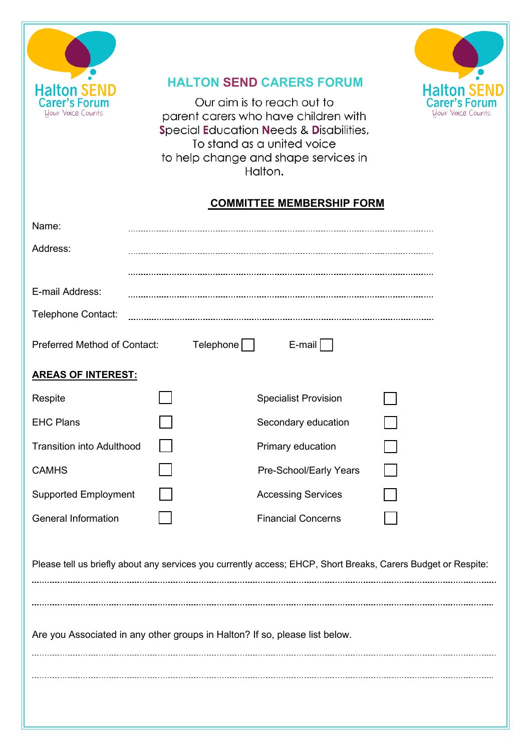Halton SEND Carer's Forum
Your Voice Counts

# HALTON SEND CARERS FORUM

Our aim is to reach out to parent carers who have children with **S**pecial **E**ducation **N**eeds & **D**isabilities, To stand as a united voice to help change and shape services in Halton.

Halton SEND Carer's Forum
Your Voice Counts

## COMMITTEE MEMBERSHIP FORM

Name: ....................................................................................................

Address: ....................................................................................................

....................................................................................................

E-mail Address: ....................................................................................................

Telephone Contact: ....................................................................................................

Preferred Method of Contact: Telephone ☐ E-mail ☐

**AREAS OF INTEREST:**

| | | | |
|---|---|---|---|
| Respite | ☐ | Specialist Provision | ☐ |
| EHC Plans | ☐ | Secondary education | ☐ |
| Transition into Adulthood | ☐ | Primary education | ☐ |
| CAMHS | ☐ | Pre-School/Early Years | ☐ |
| Supported Employment | ☐ | Accessing Services | ☐ |
| General Information | ☐ | Financial Concerns | ☐ |

Please tell us briefly about any services you currently access; EHCP, Short Breaks, Carers Budget or Respite:

....................................................................................................

....................................................................................................

Are you Associated in any other groups in Halton? If so, please list below.

....................................................................................................

....................................................................................................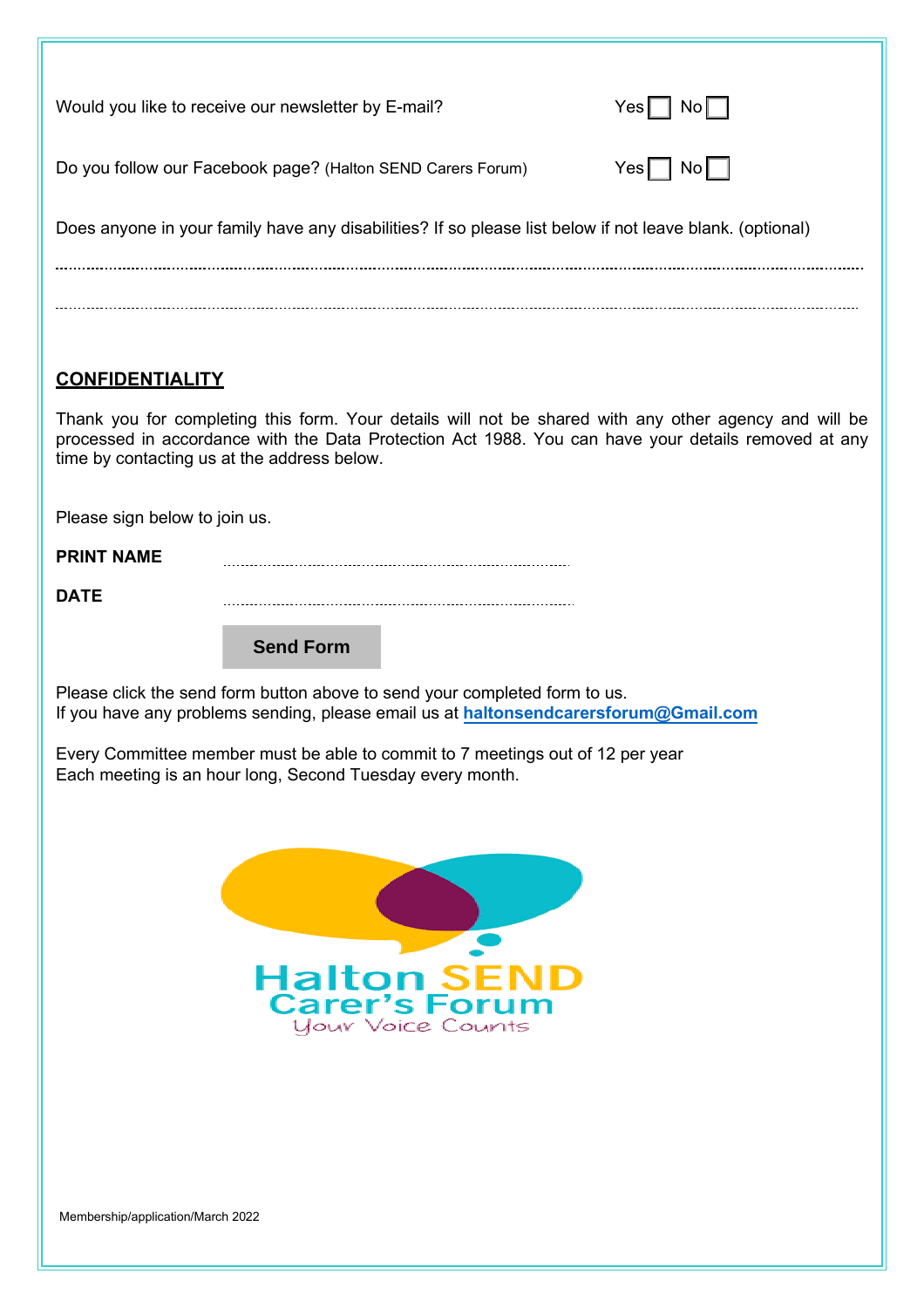Would you like to receive our newsletter by E-mail? Yes ☐ No ☐

Do you follow our Facebook page? (Halton SEND Carers Forum) Yes ☐ No ☐

Does anyone in your family have any disabilities? If so please list below if not leave blank. (optional)

.......................................................................................................................................................

.......................................................................................................................................................

## CONFIDENTIALITY

Thank you for completing this form. Your details will not be shared with any other agency and will be processed in accordance with the Data Protection Act 1988. You can have your details removed at any time by contacting us at the address below.

Please sign below to join us.

**PRINT NAME** ..........................................................................

**DATE** ..........................................................................

**Send Form**

Please click the send form button above to send your completed form to us.
If you have any problems sending, please email us at **haltonsendcarersforum@Gmail.com**

Every Committee member must be able to commit to 7 meetings out of 12 per year
Each meeting is an hour long, Second Tuesday every month.

Halton SEND Carer's Forum
Your Voice Counts

Membership/application/March 2022